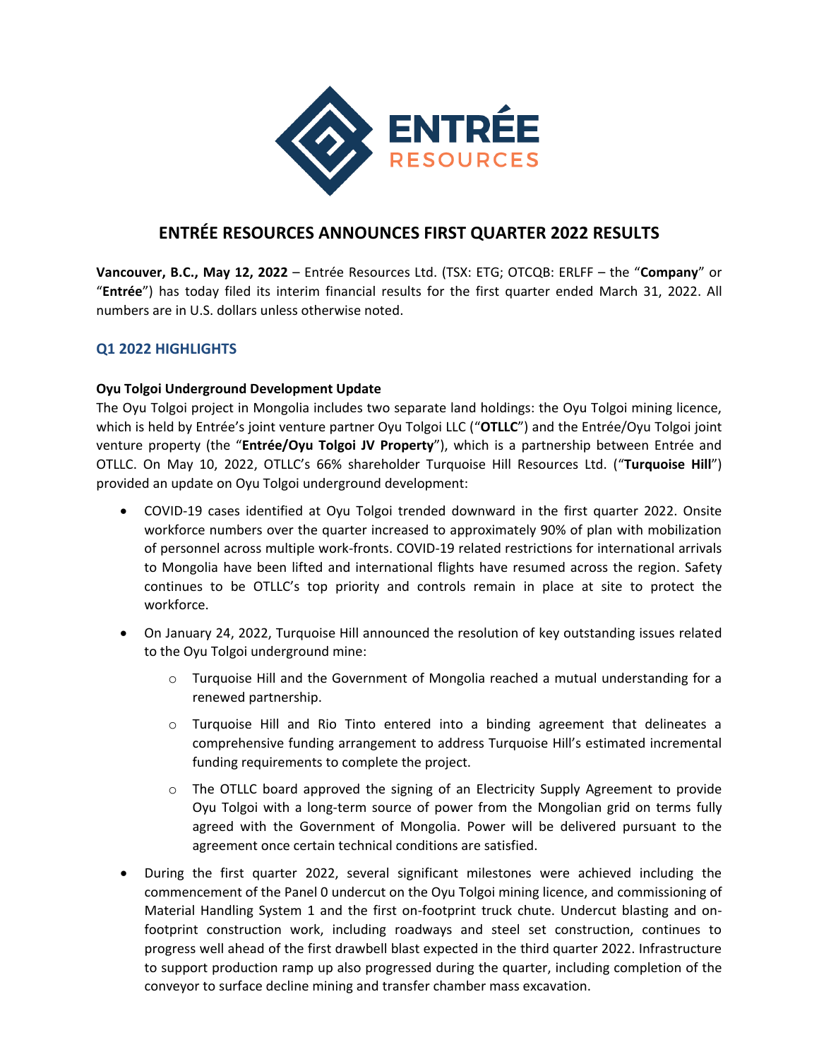# ENTRÉE RESOURCES ANNOUNCES FIRST QUARTER 2022 RESULTS

**Vancouver, B.C., May 12, 2022** – Entrée Resources Ltd. (TSX: ETG; OTCQB: ERLFF – the "**Company**" or "**Entrée**") has today filed its interim financial results for the first quarter ended March 31, 2022. All numbers are in U.S. dollars unless otherwise noted.

## Q1 2022 HIGHLIGHTS

### Oyu Tolgoi Underground Development Update

The Oyu Tolgoi project in Mongolia includes two separate land holdings: the Oyu Tolgoi mining licence, which is held by Entrée's joint venture partner Oyu Tolgoi LLC ("**OTLLC**") and the Entrée/Oyu Tolgoi joint venture property (the "**Entrée/Oyu Tolgoi JV Property**"), which is a partnership between Entrée and OTLLC. On May 10, 2022, OTLLC's 66% shareholder Turquoise Hill Resources Ltd. ("**Turquoise Hill**") provided an update on Oyu Tolgoi underground development:

- COVID-19 cases identified at Oyu Tolgoi trended downward in the first quarter 2022. Onsite workforce numbers over the quarter increased to approximately 90% of plan with mobilization of personnel across multiple work-fronts. COVID-19 related restrictions for international arrivals to Mongolia have been lifted and international flights have resumed across the region. Safety continues to be OTLLC's top priority and controls remain in place at site to protect the workforce.
- On January 24, 2022, Turquoise Hill announced the resolution of key outstanding issues related to the Oyu Tolgoi underground mine:
  - Turquoise Hill and the Government of Mongolia reached a mutual understanding for a renewed partnership.
  - Turquoise Hill and Rio Tinto entered into a binding agreement that delineates a comprehensive funding arrangement to address Turquoise Hill's estimated incremental funding requirements to complete the project.
  - The OTLLC board approved the signing of an Electricity Supply Agreement to provide Oyu Tolgoi with a long-term source of power from the Mongolian grid on terms fully agreed with the Government of Mongolia. Power will be delivered pursuant to the agreement once certain technical conditions are satisfied.
- During the first quarter 2022, several significant milestones were achieved including the commencement of the Panel 0 undercut on the Oyu Tolgoi mining licence, and commissioning of Material Handling System 1 and the first on-footprint truck chute. Undercut blasting and on-footprint construction work, including roadways and steel set construction, continues to progress well ahead of the first drawbell blast expected in the third quarter 2022. Infrastructure to support production ramp up also progressed during the quarter, including completion of the conveyor to surface decline mining and transfer chamber mass excavation.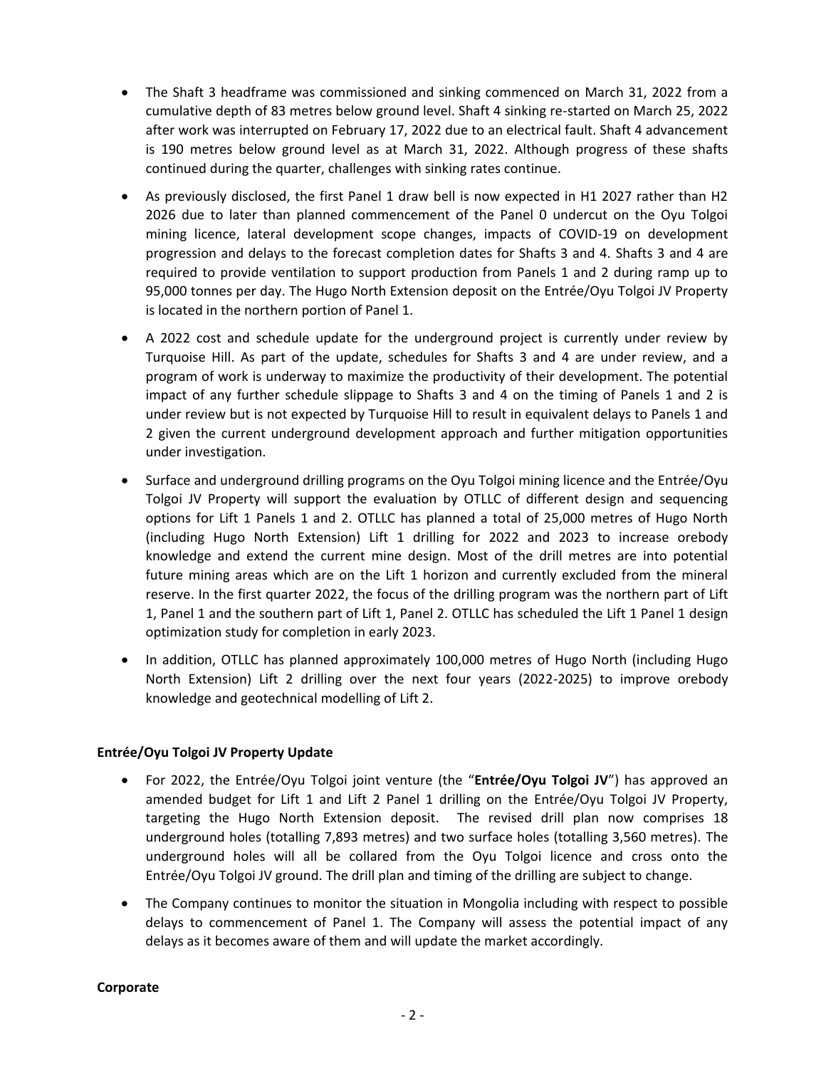- The Shaft 3 headframe was commissioned and sinking commenced on March 31, 2022 from a cumulative depth of 83 metres below ground level. Shaft 4 sinking re-started on March 25, 2022 after work was interrupted on February 17, 2022 due to an electrical fault. Shaft 4 advancement is 190 metres below ground level as at March 31, 2022. Although progress of these shafts continued during the quarter, challenges with sinking rates continue.
- As previously disclosed, the first Panel 1 draw bell is now expected in H1 2027 rather than H2 2026 due to later than planned commencement of the Panel 0 undercut on the Oyu Tolgoi mining licence, lateral development scope changes, impacts of COVID-19 on development progression and delays to the forecast completion dates for Shafts 3 and 4. Shafts 3 and 4 are required to provide ventilation to support production from Panels 1 and 2 during ramp up to 95,000 tonnes per day. The Hugo North Extension deposit on the Entrée/Oyu Tolgoi JV Property is located in the northern portion of Panel 1.
- A 2022 cost and schedule update for the underground project is currently under review by Turquoise Hill. As part of the update, schedules for Shafts 3 and 4 are under review, and a program of work is underway to maximize the productivity of their development. The potential impact of any further schedule slippage to Shafts 3 and 4 on the timing of Panels 1 and 2 is under review but is not expected by Turquoise Hill to result in equivalent delays to Panels 1 and 2 given the current underground development approach and further mitigation opportunities under investigation.
- Surface and underground drilling programs on the Oyu Tolgoi mining licence and the Entrée/Oyu Tolgoi JV Property will support the evaluation by OTLLC of different design and sequencing options for Lift 1 Panels 1 and 2. OTLLC has planned a total of 25,000 metres of Hugo North (including Hugo North Extension) Lift 1 drilling for 2022 and 2023 to increase orebody knowledge and extend the current mine design. Most of the drill metres are into potential future mining areas which are on the Lift 1 horizon and currently excluded from the mineral reserve. In the first quarter 2022, the focus of the drilling program was the northern part of Lift 1, Panel 1 and the southern part of Lift 1, Panel 2. OTLLC has scheduled the Lift 1 Panel 1 design optimization study for completion in early 2023.
- In addition, OTLLC has planned approximately 100,000 metres of Hugo North (including Hugo North Extension) Lift 2 drilling over the next four years (2022-2025) to improve orebody knowledge and geotechnical modelling of Lift 2.

**Entrée/Oyu Tolgoi JV Property Update**

- For 2022, the Entrée/Oyu Tolgoi joint venture (the "**Entrée/Oyu Tolgoi JV**") has approved an amended budget for Lift 1 and Lift 2 Panel 1 drilling on the Entrée/Oyu Tolgoi JV Property, targeting the Hugo North Extension deposit. The revised drill plan now comprises 18 underground holes (totalling 7,893 metres) and two surface holes (totalling 3,560 metres). The underground holes will all be collared from the Oyu Tolgoi licence and cross onto the Entrée/Oyu Tolgoi JV ground. The drill plan and timing of the drilling are subject to change.
- The Company continues to monitor the situation in Mongolia including with respect to possible delays to commencement of Panel 1. The Company will assess the potential impact of any delays as it becomes aware of them and will update the market accordingly.

**Corporate**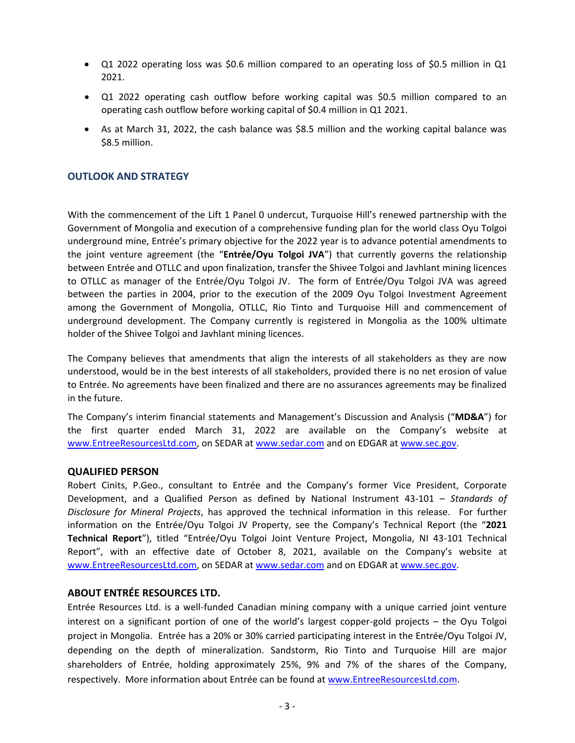- Q1 2022 operating loss was $0.6 million compared to an operating loss of $0.5 million in Q1 2021.
- Q1 2022 operating cash outflow before working capital was $0.5 million compared to an operating cash outflow before working capital of $0.4 million in Q1 2021.
- As at March 31, 2022, the cash balance was $8.5 million and the working capital balance was $8.5 million.

## OUTLOOK AND STRATEGY

With the commencement of the Lift 1 Panel 0 undercut, Turquoise Hill's renewed partnership with the Government of Mongolia and execution of a comprehensive funding plan for the world class Oyu Tolgoi underground mine, Entrée's primary objective for the 2022 year is to advance potential amendments to the joint venture agreement (the "**Entrée/Oyu Tolgoi JVA**") that currently governs the relationship between Entrée and OTLLC and upon finalization, transfer the Shivee Tolgoi and Javhlant mining licences to OTLLC as manager of the Entrée/Oyu Tolgoi JV. The form of Entrée/Oyu Tolgoi JVA was agreed between the parties in 2004, prior to the execution of the 2009 Oyu Tolgoi Investment Agreement among the Government of Mongolia, OTLLC, Rio Tinto and Turquoise Hill and commencement of underground development. The Company currently is registered in Mongolia as the 100% ultimate holder of the Shivee Tolgoi and Javhlant mining licences.

The Company believes that amendments that align the interests of all stakeholders as they are now understood, would be in the best interests of all stakeholders, provided there is no net erosion of value to Entrée. No agreements have been finalized and there are no assurances agreements may be finalized in the future.

The Company's interim financial statements and Management's Discussion and Analysis ("**MD&A**") for the first quarter ended March 31, 2022 are available on the Company's website at www.EntreeResourcesLtd.com, on SEDAR at www.sedar.com and on EDGAR at www.sec.gov.

## QUALIFIED PERSON

Robert Cinits, P.Geo., consultant to Entrée and the Company's former Vice President, Corporate Development, and a Qualified Person as defined by National Instrument 43-101 – *Standards of Disclosure for Mineral Projects*, has approved the technical information in this release. For further information on the Entrée/Oyu Tolgoi JV Property, see the Company's Technical Report (the "**2021 Technical Report**"), titled "Entrée/Oyu Tolgoi Joint Venture Project, Mongolia, NI 43-101 Technical Report", with an effective date of October 8, 2021, available on the Company's website at www.EntreeResourcesLtd.com, on SEDAR at www.sedar.com and on EDGAR at www.sec.gov.

## ABOUT ENTRÉE RESOURCES LTD.

Entrée Resources Ltd. is a well-funded Canadian mining company with a unique carried joint venture interest on a significant portion of one of the world's largest copper-gold projects – the Oyu Tolgoi project in Mongolia. Entrée has a 20% or 30% carried participating interest in the Entrée/Oyu Tolgoi JV, depending on the depth of mineralization. Sandstorm, Rio Tinto and Turquoise Hill are major shareholders of Entrée, holding approximately 25%, 9% and 7% of the shares of the Company, respectively. More information about Entrée can be found at www.EntreeResourcesLtd.com.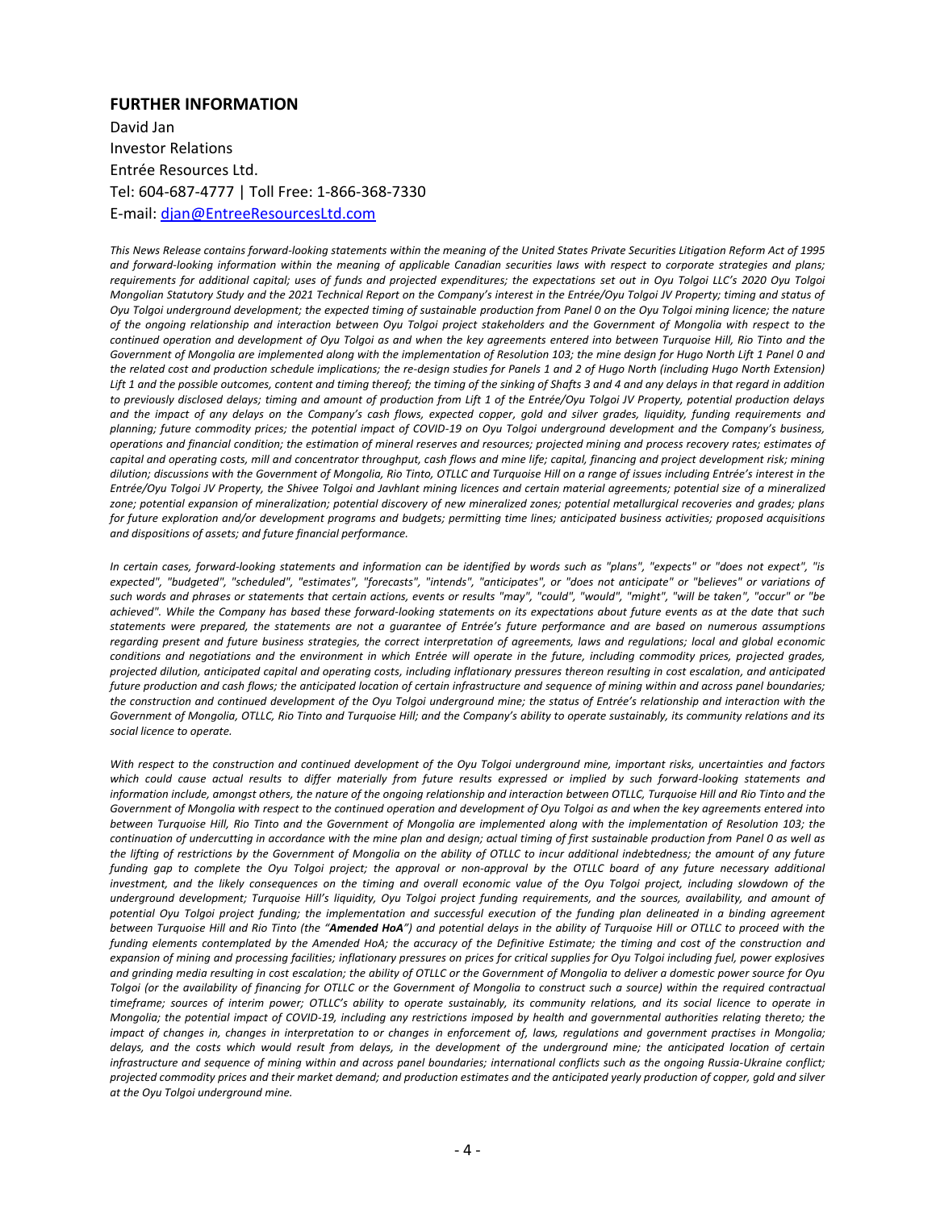## FURTHER INFORMATION

David Jan
Investor Relations
Entrée Resources Ltd.
Tel: 604-687-4777 | Toll Free: 1-866-368-7330
E-mail: [djan@EntreeResourcesLtd.com](mailto:djan@EntreeResourcesLtd.com)

*This News Release contains forward-looking statements within the meaning of the United States Private Securities Litigation Reform Act of 1995 and forward-looking information within the meaning of applicable Canadian securities laws with respect to corporate strategies and plans; requirements for additional capital; uses of funds and projected expenditures; the expectations set out in Oyu Tolgoi LLC's 2020 Oyu Tolgoi Mongolian Statutory Study and the 2021 Technical Report on the Company's interest in the Entrée/Oyu Tolgoi JV Property; timing and status of Oyu Tolgoi underground development; the expected timing of sustainable production from Panel 0 on the Oyu Tolgoi mining licence; the nature of the ongoing relationship and interaction between Oyu Tolgoi project stakeholders and the Government of Mongolia with respect to the continued operation and development of Oyu Tolgoi as and when the key agreements entered into between Turquoise Hill, Rio Tinto and the Government of Mongolia are implemented along with the implementation of Resolution 103; the mine design for Hugo North Lift 1 Panel 0 and the related cost and production schedule implications; the re-design studies for Panels 1 and 2 of Hugo North (including Hugo North Extension) Lift 1 and the possible outcomes, content and timing thereof; the timing of the sinking of Shafts 3 and 4 and any delays in that regard in addition to previously disclosed delays; timing and amount of production from Lift 1 of the Entrée/Oyu Tolgoi JV Property, potential production delays and the impact of any delays on the Company's cash flows, expected copper, gold and silver grades, liquidity, funding requirements and planning; future commodity prices; the potential impact of COVID-19 on Oyu Tolgoi underground development and the Company's business, operations and financial condition; the estimation of mineral reserves and resources; projected mining and process recovery rates; estimates of capital and operating costs, mill and concentrator throughput, cash flows and mine life; capital, financing and project development risk; mining dilution; discussions with the Government of Mongolia, Rio Tinto, OTLLC and Turquoise Hill on a range of issues including Entrée's interest in the Entrée/Oyu Tolgoi JV Property, the Shivee Tolgoi and Javhlant mining licences and certain material agreements; potential size of a mineralized zone; potential expansion of mineralization; potential discovery of new mineralized zones; potential metallurgical recoveries and grades; plans for future exploration and/or development programs and budgets; permitting time lines; anticipated business activities; proposed acquisitions and dispositions of assets; and future financial performance.*

*In certain cases, forward-looking statements and information can be identified by words such as "plans", "expects" or "does not expect", "is expected", "budgeted", "scheduled", "estimates", "forecasts", "intends", "anticipates", or "does not anticipate" or "believes" or variations of such words and phrases or statements that certain actions, events or results "may", "could", "would", "might", "will be taken", "occur" or "be achieved". While the Company has based these forward-looking statements on its expectations about future events as at the date that such statements were prepared, the statements are not a guarantee of Entrée's future performance and are based on numerous assumptions regarding present and future business strategies, the correct interpretation of agreements, laws and regulations; local and global economic conditions and negotiations and the environment in which Entrée will operate in the future, including commodity prices, projected grades, projected dilution, anticipated capital and operating costs, including inflationary pressures thereon resulting in cost escalation, and anticipated future production and cash flows; the anticipated location of certain infrastructure and sequence of mining within and across panel boundaries; the construction and continued development of the Oyu Tolgoi underground mine; the status of Entrée's relationship and interaction with the Government of Mongolia, OTLLC, Rio Tinto and Turquoise Hill; and the Company's ability to operate sustainably, its community relations and its social licence to operate.*

*With respect to the construction and continued development of the Oyu Tolgoi underground mine, important risks, uncertainties and factors which could cause actual results to differ materially from future results expressed or implied by such forward-looking statements and information include, amongst others, the nature of the ongoing relationship and interaction between OTLLC, Turquoise Hill and Rio Tinto and the Government of Mongolia with respect to the continued operation and development of Oyu Tolgoi as and when the key agreements entered into between Turquoise Hill, Rio Tinto and the Government of Mongolia are implemented along with the implementation of Resolution 103; the continuation of undercutting in accordance with the mine plan and design; actual timing of first sustainable production from Panel 0 as well as the lifting of restrictions by the Government of Mongolia on the ability of OTLLC to incur additional indebtedness; the amount of any future funding gap to complete the Oyu Tolgoi project; the approval or non-approval by the OTLLC board of any future necessary additional investment, and the likely consequences on the timing and overall economic value of the Oyu Tolgoi project, including slowdown of the underground development; Turquoise Hill's liquidity, Oyu Tolgoi project funding requirements, and the sources, availability, and amount of potential Oyu Tolgoi project funding; the implementation and successful execution of the funding plan delineated in a binding agreement between Turquoise Hill and Rio Tinto (the "**Amended HoA**") and potential delays in the ability of Turquoise Hill or OTLLC to proceed with the funding elements contemplated by the Amended HoA; the accuracy of the Definitive Estimate; the timing and cost of the construction and expansion of mining and processing facilities; inflationary pressures on prices for critical supplies for Oyu Tolgoi including fuel, power explosives and grinding media resulting in cost escalation; the ability of OTLLC or the Government of Mongolia to deliver a domestic power source for Oyu Tolgoi (or the availability of financing for OTLLC or the Government of Mongolia to construct such a source) within the required contractual timeframe; sources of interim power; OTLLC's ability to operate sustainably, its community relations, and its social licence to operate in Mongolia; the potential impact of COVID-19, including any restrictions imposed by health and governmental authorities relating thereto; the impact of changes in, changes in interpretation to or changes in enforcement of, laws, regulations and government practises in Mongolia; delays, and the costs which would result from delays, in the development of the underground mine; the anticipated location of certain infrastructure and sequence of mining within and across panel boundaries; international conflicts such as the ongoing Russia-Ukraine conflict; projected commodity prices and their market demand; and production estimates and the anticipated yearly production of copper, gold and silver at the Oyu Tolgoi underground mine.*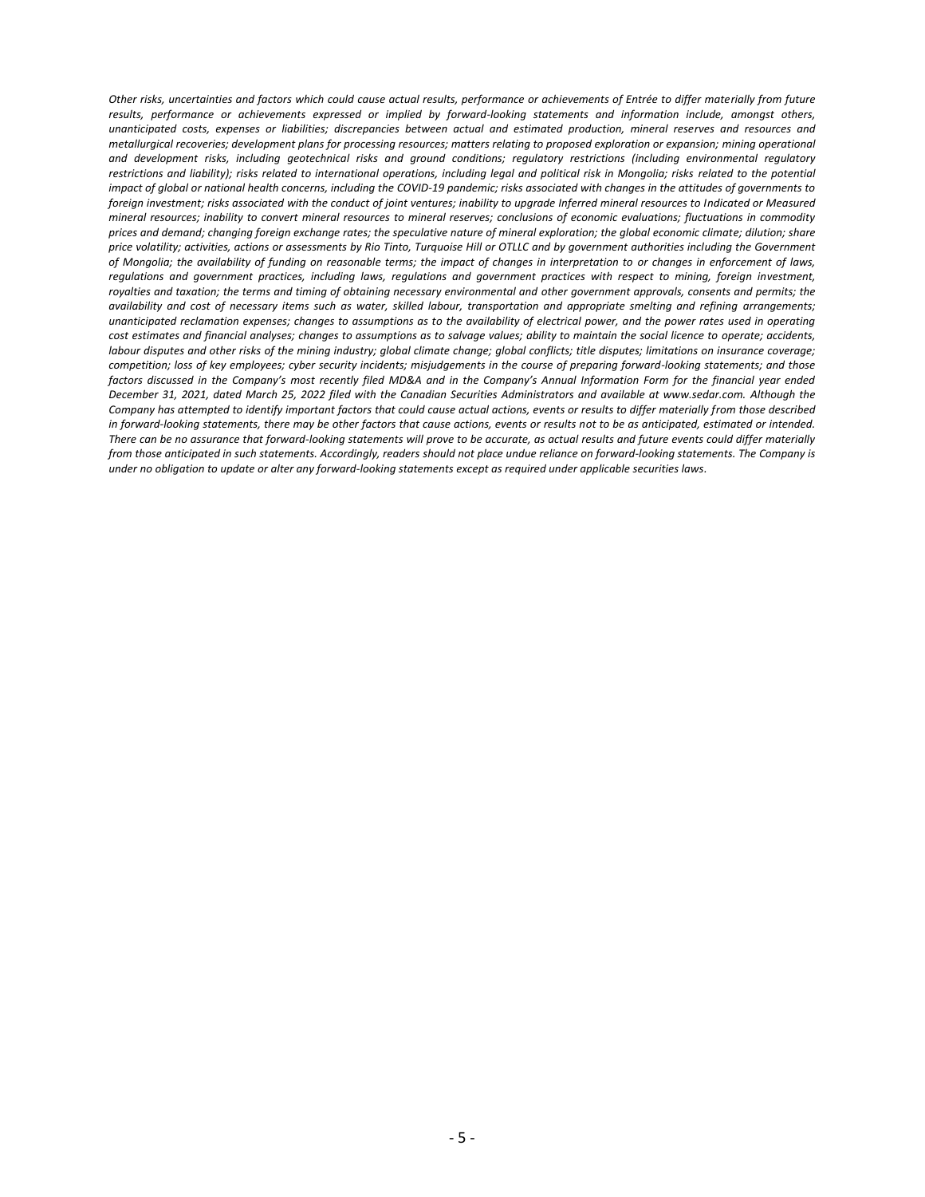*Other risks, uncertainties and factors which could cause actual results, performance or achievements of Entrée to differ materially from future results, performance or achievements expressed or implied by forward-looking statements and information include, amongst others, unanticipated costs, expenses or liabilities; discrepancies between actual and estimated production, mineral reserves and resources and metallurgical recoveries; development plans for processing resources; matters relating to proposed exploration or expansion; mining operational and development risks, including geotechnical risks and ground conditions; regulatory restrictions (including environmental regulatory restrictions and liability); risks related to international operations, including legal and political risk in Mongolia; risks related to the potential impact of global or national health concerns, including the COVID-19 pandemic; risks associated with changes in the attitudes of governments to foreign investment; risks associated with the conduct of joint ventures; inability to upgrade Inferred mineral resources to Indicated or Measured mineral resources; inability to convert mineral resources to mineral reserves; conclusions of economic evaluations; fluctuations in commodity prices and demand; changing foreign exchange rates; the speculative nature of mineral exploration; the global economic climate; dilution; share price volatility; activities, actions or assessments by Rio Tinto, Turquoise Hill or OTLLC and by government authorities including the Government of Mongolia; the availability of funding on reasonable terms; the impact of changes in interpretation to or changes in enforcement of laws, regulations and government practices, including laws, regulations and government practices with respect to mining, foreign investment, royalties and taxation; the terms and timing of obtaining necessary environmental and other government approvals, consents and permits; the availability and cost of necessary items such as water, skilled labour, transportation and appropriate smelting and refining arrangements; unanticipated reclamation expenses; changes to assumptions as to the availability of electrical power, and the power rates used in operating cost estimates and financial analyses; changes to assumptions as to salvage values; ability to maintain the social licence to operate; accidents, labour disputes and other risks of the mining industry; global climate change; global conflicts; title disputes; limitations on insurance coverage; competition; loss of key employees; cyber security incidents; misjudgements in the course of preparing forward-looking statements; and those factors discussed in the Company's most recently filed MD&A and in the Company's Annual Information Form for the financial year ended December 31, 2021, dated March 25, 2022 filed with the Canadian Securities Administrators and available at www.sedar.com. Although the Company has attempted to identify important factors that could cause actual actions, events or results to differ materially from those described in forward-looking statements, there may be other factors that cause actions, events or results not to be as anticipated, estimated or intended. There can be no assurance that forward-looking statements will prove to be accurate, as actual results and future events could differ materially from those anticipated in such statements. Accordingly, readers should not place undue reliance on forward-looking statements. The Company is under no obligation to update or alter any forward-looking statements except as required under applicable securities laws.*